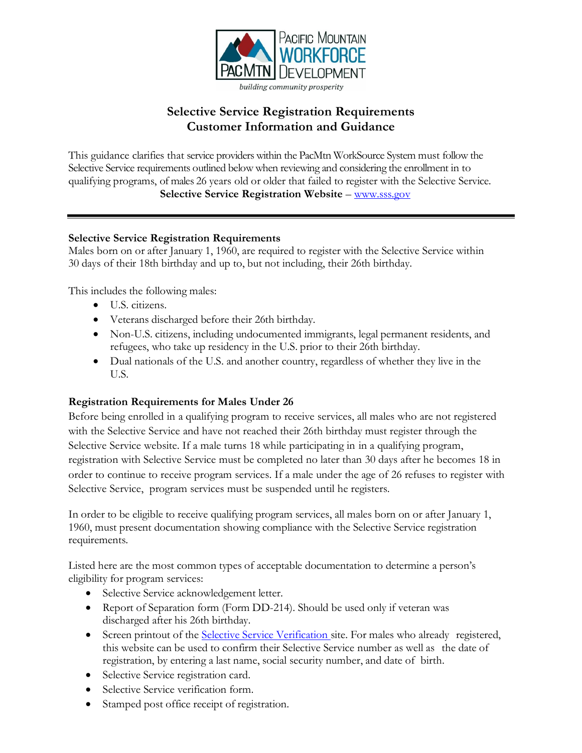# Selective Service Registration Requirements
# Customer Information and Guidance

This guidance clarifies that service providers within the PacMtn WorkSource System must follow the Selective Service requirements outlined below when reviewing and considering the enrollment in to qualifying programs, of males 26 years old or older that failed to register with the Selective Service.

**Selective Service Registration Website** – [www.sss.gov](www.sss.gov)

---

### Selective Service Registration Requirements

Males born on or after January 1, 1960, are required to register with the Selective Service within 30 days of their 18th birthday and up to, but not including, their 26th birthday.

This includes the following males:

- U.S. citizens.
- Veterans discharged before their 26th birthday.
- Non-U.S. citizens, including undocumented immigrants, legal permanent residents, and refugees, who take up residency in the U.S. prior to their 26th birthday.
- Dual nationals of the U.S. and another country, regardless of whether they live in the U.S.

### Registration Requirements for Males Under 26

Before being enrolled in a qualifying program to receive services, all males who are not registered with the Selective Service and have not reached their 26th birthday must register through the Selective Service website. If a male turns 18 while participating in in a qualifying program, registration with Selective Service must be completed no later than 30 days after he becomes 18 in order to continue to receive program services. If a male under the age of 26 refuses to register with Selective Service, program services must be suspended until he registers.

In order to be eligible to receive qualifying program services, all males born on or after January 1, 1960, must present documentation showing compliance with the Selective Service registration requirements.

Listed here are the most common types of acceptable documentation to determine a person's eligibility for program services:

- Selective Service acknowledgement letter.
- Report of Separation form (Form DD-214). Should be used only if veteran was discharged after his 26th birthday.
- Screen printout of the Selective Service Verification site. For males who already registered, this website can be used to confirm their Selective Service number as well as the date of registration, by entering a last name, social security number, and date of birth.
- Selective Service registration card.
- Selective Service verification form.
- Stamped post office receipt of registration.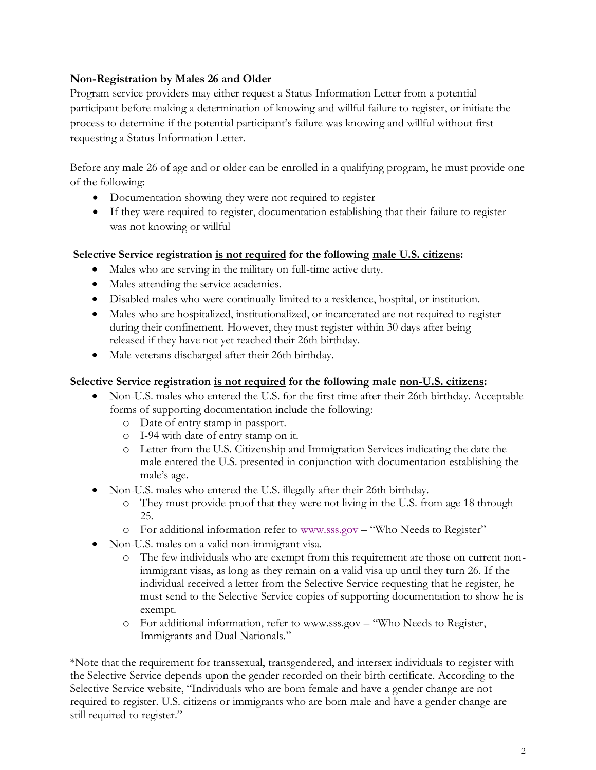**Non-Registration by Males 26 and Older**

Program service providers may either request a Status Information Letter from a potential participant before making a determination of knowing and willful failure to register, or initiate the process to determine if the potential participant's failure was knowing and willful without first requesting a Status Information Letter.

Before any male 26 of age and or older can be enrolled in a qualifying program, he must provide one of the following:

- Documentation showing they were not required to register
- If they were required to register, documentation establishing that their failure to register was not knowing or willful

**Selective Service registration <u>is not required</u> for the following <u>male U.S. citizens</u>:**

- Males who are serving in the military on full-time active duty.
- Males attending the service academies.
- Disabled males who were continually limited to a residence, hospital, or institution.
- Males who are hospitalized, institutionalized, or incarcerated are not required to register during their confinement. However, they must register within 30 days after being released if they have not yet reached their 26th birthday.
- Male veterans discharged after their 26th birthday.

**Selective Service registration <u>is not required</u> for the following male <u>non-U.S. citizens</u>:**

- Non-U.S. males who entered the U.S. for the first time after their 26th birthday. Acceptable forms of supporting documentation include the following:
  - Date of entry stamp in passport.
  - I-94 with date of entry stamp on it.
  - Letter from the U.S. Citizenship and Immigration Services indicating the date the male entered the U.S. presented in conjunction with documentation establishing the male's age.
- Non-U.S. males who entered the U.S. illegally after their 26th birthday.
  - They must provide proof that they were not living in the U.S. from age 18 through 25.
  - For additional information refer to [www.sss.gov](http://www.sss.gov) – "Who Needs to Register"
- Non-U.S. males on a valid non-immigrant visa.
  - The few individuals who are exempt from this requirement are those on current non-immigrant visas, as long as they remain on a valid visa up until they turn 26. If the individual received a letter from the Selective Service requesting that he register, he must send to the Selective Service copies of supporting documentation to show he is exempt.
  - For additional information, refer to www.sss.gov – "Who Needs to Register, Immigrants and Dual Nationals."

*Note that the requirement for transsexual, transgendered, and intersex individuals to register with the Selective Service depends upon the gender recorded on their birth certificate. According to the Selective Service website, "Individuals who are born female and have a gender change are not required to register. U.S. citizens or immigrants who are born male and have a gender change are still required to register."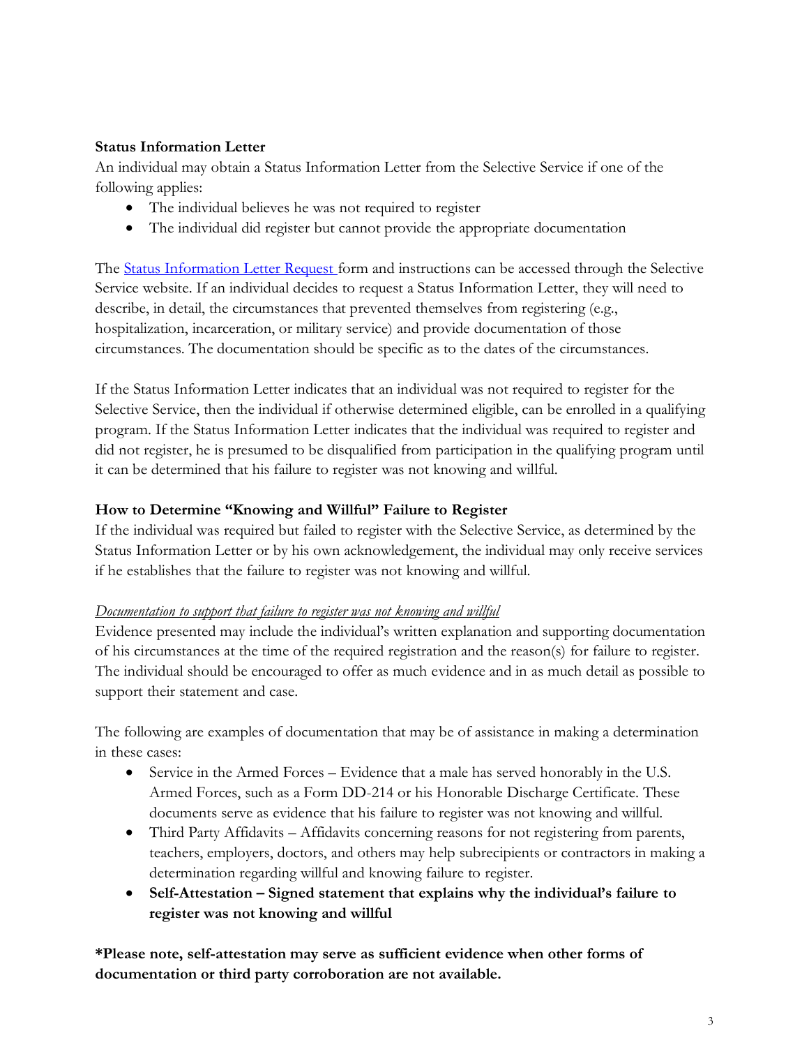### Status Information Letter

An individual may obtain a Status Information Letter from the Selective Service if one of the following applies:

- The individual believes he was not required to register
- The individual did register but cannot provide the appropriate documentation

The [Status Information Letter Request](#) form and instructions can be accessed through the Selective Service website. If an individual decides to request a Status Information Letter, they will need to describe, in detail, the circumstances that prevented themselves from registering (e.g., hospitalization, incarceration, or military service) and provide documentation of those circumstances. The documentation should be specific as to the dates of the circumstances.

If the Status Information Letter indicates that an individual was not required to register for the Selective Service, then the individual if otherwise determined eligible, can be enrolled in a qualifying program. If the Status Information Letter indicates that the individual was required to register and did not register, he is presumed to be disqualified from participation in the qualifying program until it can be determined that his failure to register was not knowing and willful.

### How to Determine "Knowing and Willful" Failure to Register

If the individual was required but failed to register with the Selective Service, as determined by the Status Information Letter or by his own acknowledgement, the individual may only receive services if he establishes that the failure to register was not knowing and willful.

*<u>Documentation to support that failure to register was not knowing and willful</u>*

Evidence presented may include the individual's written explanation and supporting documentation of his circumstances at the time of the required registration and the reason(s) for failure to register. The individual should be encouraged to offer as much evidence and in as much detail as possible to support their statement and case.

The following are examples of documentation that may be of assistance in making a determination in these cases:

- Service in the Armed Forces – Evidence that a male has served honorably in the U.S. Armed Forces, such as a Form DD-214 or his Honorable Discharge Certificate. These documents serve as evidence that his failure to register was not knowing and willful.
- Third Party Affidavits – Affidavits concerning reasons for not registering from parents, teachers, employers, doctors, and others may help subrecipients or contractors in making a determination regarding willful and knowing failure to register.
- **Self-Attestation – Signed statement that explains why the individual's failure to register was not knowing and willful**

**\*Please note, self-attestation may serve as sufficient evidence when other forms of documentation or third party corroboration are not available.**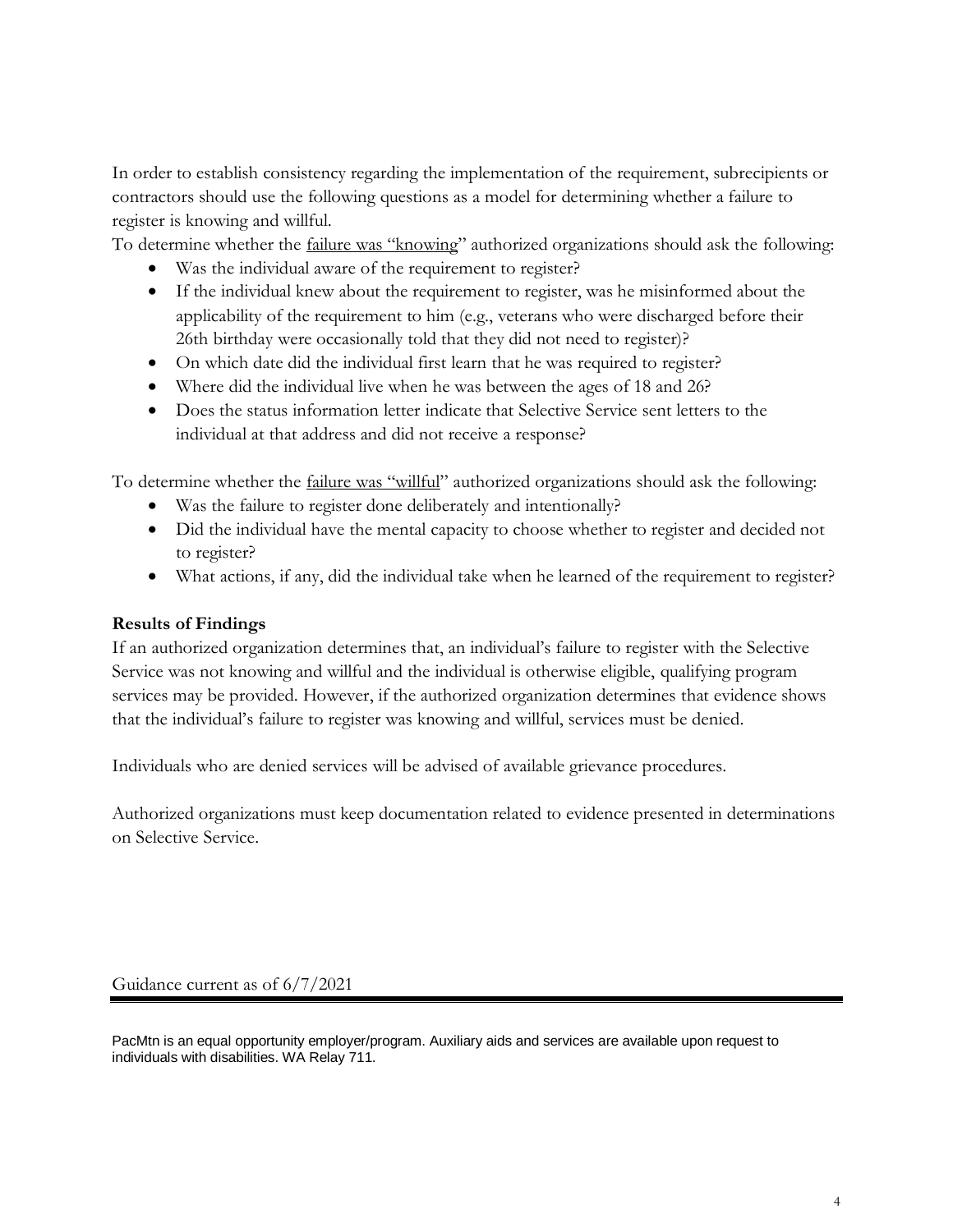In order to establish consistency regarding the implementation of the requirement, subrecipients or contractors should use the following questions as a model for determining whether a failure to register is knowing and willful.

To determine whether the <u>failure was "knowing</u>" authorized organizations should ask the following:

- Was the individual aware of the requirement to register?
- If the individual knew about the requirement to register, was he misinformed about the applicability of the requirement to him (e.g., veterans who were discharged before their 26th birthday were occasionally told that they did not need to register)?
- On which date did the individual first learn that he was required to register?
- Where did the individual live when he was between the ages of 18 and 26?
- Does the status information letter indicate that Selective Service sent letters to the individual at that address and did not receive a response?

To determine whether the <u>failure was "willful</u>" authorized organizations should ask the following:

- Was the failure to register done deliberately and intentionally?
- Did the individual have the mental capacity to choose whether to register and decided not to register?
- What actions, if any, did the individual take when he learned of the requirement to register?

**Results of Findings**

If an authorized organization determines that, an individual's failure to register with the Selective Service was not knowing and willful and the individual is otherwise eligible, qualifying program services may be provided. However, if the authorized organization determines that evidence shows that the individual's failure to register was knowing and willful, services must be denied.

Individuals who are denied services will be advised of available grievance procedures.

Authorized organizations must keep documentation related to evidence presented in determinations on Selective Service.

Guidance current as of 6/7/2021

PacMtn is an equal opportunity employer/program. Auxiliary aids and services are available upon request to individuals with disabilities. WA Relay 711.